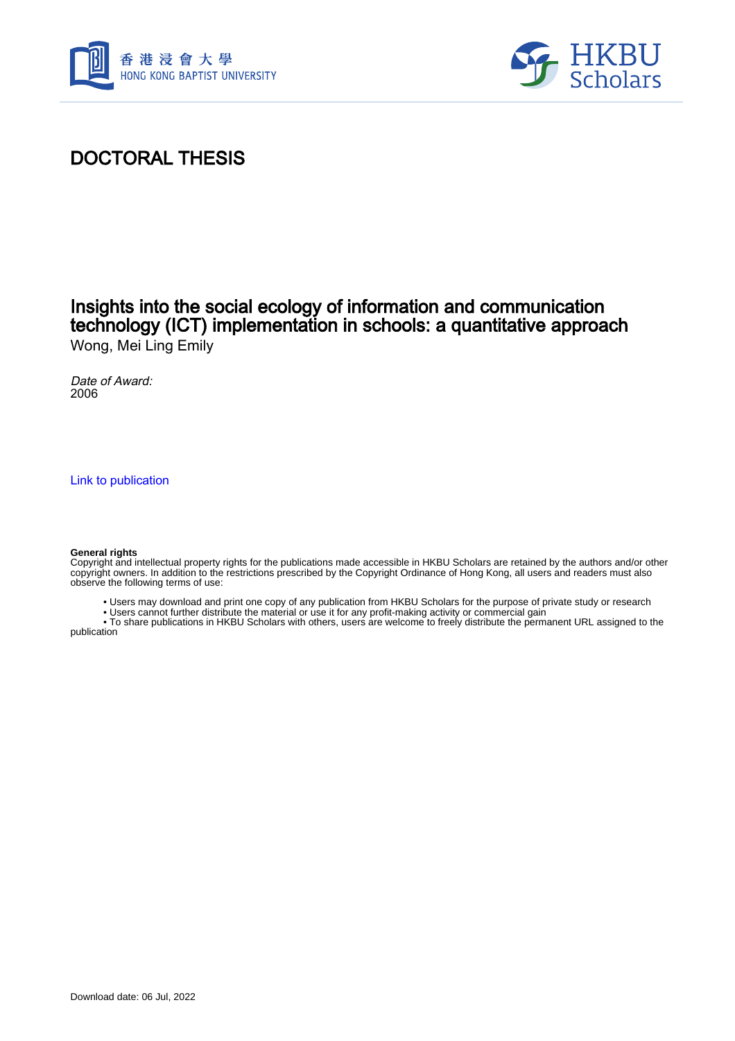香港浸會大學
HONG KONG BAPTIST UNIVERSITY

HKBU Scholars

# DOCTORAL THESIS

## Insights into the social ecology of information and communication technology (ICT) implementation in schools: a quantitative approach

Wong, Mei Ling Emily

*Date of Award:*
2006

Link to publication

**General rights**
Copyright and intellectual property rights for the publications made accessible in HKBU Scholars are retained by the authors and/or other copyright owners. In addition to the restrictions prescribed by the Copyright Ordinance of Hong Kong, all users and readers must also observe the following terms of use:

- Users may download and print one copy of any publication from HKBU Scholars for the purpose of private study or research
- Users cannot further distribute the material or use it for any profit-making activity or commercial gain
- To share publications in HKBU Scholars with others, users are welcome to freely distribute the permanent URL assigned to the publication

Download date: 06 Jul, 2022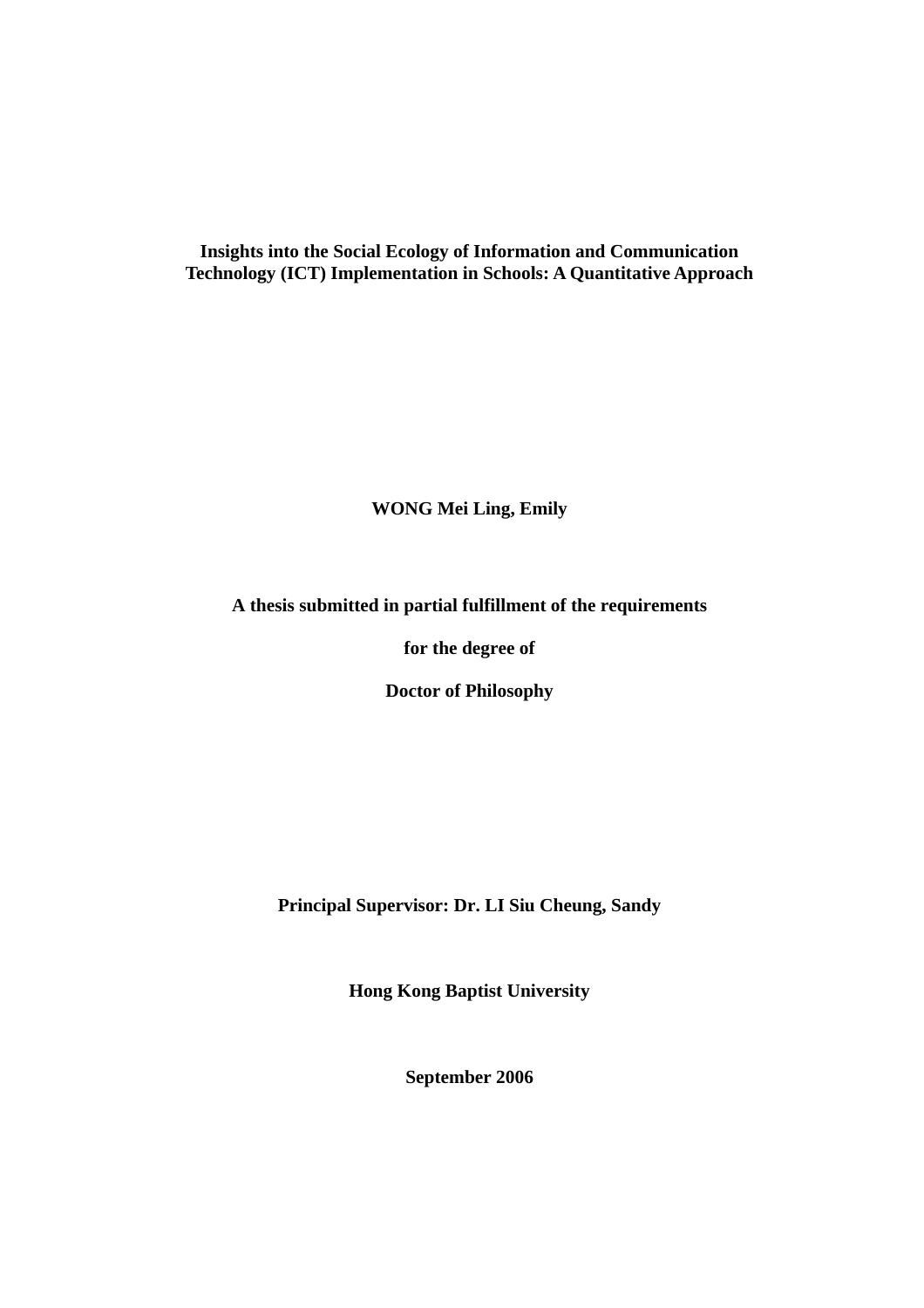**Insights into the Social Ecology of Information and Communication Technology (ICT) Implementation in Schools: A Quantitative Approach**

**WONG Mei Ling, Emily**

**A thesis submitted in partial fulfillment of the requirements**

**for the degree of**

**Doctor of Philosophy**

**Principal Supervisor: Dr. LI Siu Cheung, Sandy**

**Hong Kong Baptist University**

**September 2006**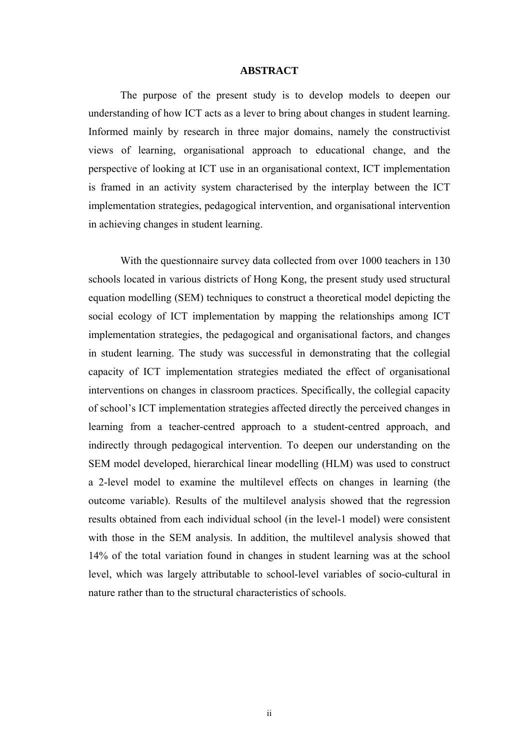# ABSTRACT

The purpose of the present study is to develop models to deepen our understanding of how ICT acts as a lever to bring about changes in student learning. Informed mainly by research in three major domains, namely the constructivist views of learning, organisational approach to educational change, and the perspective of looking at ICT use in an organisational context, ICT implementation is framed in an activity system characterised by the interplay between the ICT implementation strategies, pedagogical intervention, and organisational intervention in achieving changes in student learning.

With the questionnaire survey data collected from over 1000 teachers in 130 schools located in various districts of Hong Kong, the present study used structural equation modelling (SEM) techniques to construct a theoretical model depicting the social ecology of ICT implementation by mapping the relationships among ICT implementation strategies, the pedagogical and organisational factors, and changes in student learning. The study was successful in demonstrating that the collegial capacity of ICT implementation strategies mediated the effect of organisational interventions on changes in classroom practices. Specifically, the collegial capacity of school's ICT implementation strategies affected directly the perceived changes in learning from a teacher-centred approach to a student-centred approach, and indirectly through pedagogical intervention. To deepen our understanding on the SEM model developed, hierarchical linear modelling (HLM) was used to construct a 2-level model to examine the multilevel effects on changes in learning (the outcome variable). Results of the multilevel analysis showed that the regression results obtained from each individual school (in the level-1 model) were consistent with those in the SEM analysis. In addition, the multilevel analysis showed that 14% of the total variation found in changes in student learning was at the school level, which was largely attributable to school-level variables of socio-cultural in nature rather than to the structural characteristics of schools.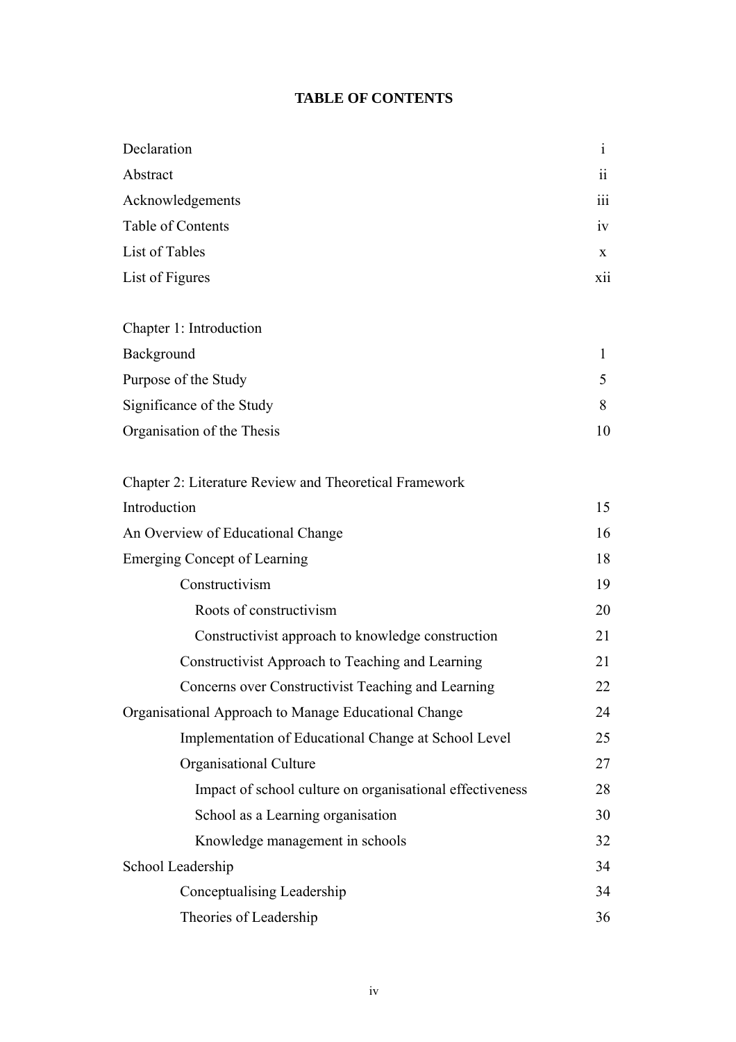## TABLE OF CONTENTS

| | |
|---|---|
| Declaration | i |
| Abstract | ii |
| Acknowledgements | iii |
| Table of Contents | iv |
| List of Tables | x |
| List of Figures | xii |
| | |
| Chapter 1: Introduction | |
| Background | 1 |
| Purpose of the Study | 5 |
| Significance of the Study | 8 |
| Organisation of the Thesis | 10 |
| | |
| Chapter 2: Literature Review and Theoretical Framework | |
| Introduction | 15 |
| An Overview of Educational Change | 16 |
| Emerging Concept of Learning | 18 |
| Constructivism | 19 |
| Roots of constructivism | 20 |
| Constructivist approach to knowledge construction | 21 |
| Constructivist Approach to Teaching and Learning | 21 |
| Concerns over Constructivist Teaching and Learning | 22 |
| Organisational Approach to Manage Educational Change | 24 |
| Implementation of Educational Change at School Level | 25 |
| Organisational Culture | 27 |
| Impact of school culture on organisational effectiveness | 28 |
| School as a Learning organisation | 30 |
| Knowledge management in schools | 32 |
| School Leadership | 34 |
| Conceptualising Leadership | 34 |
| Theories of Leadership | 36 |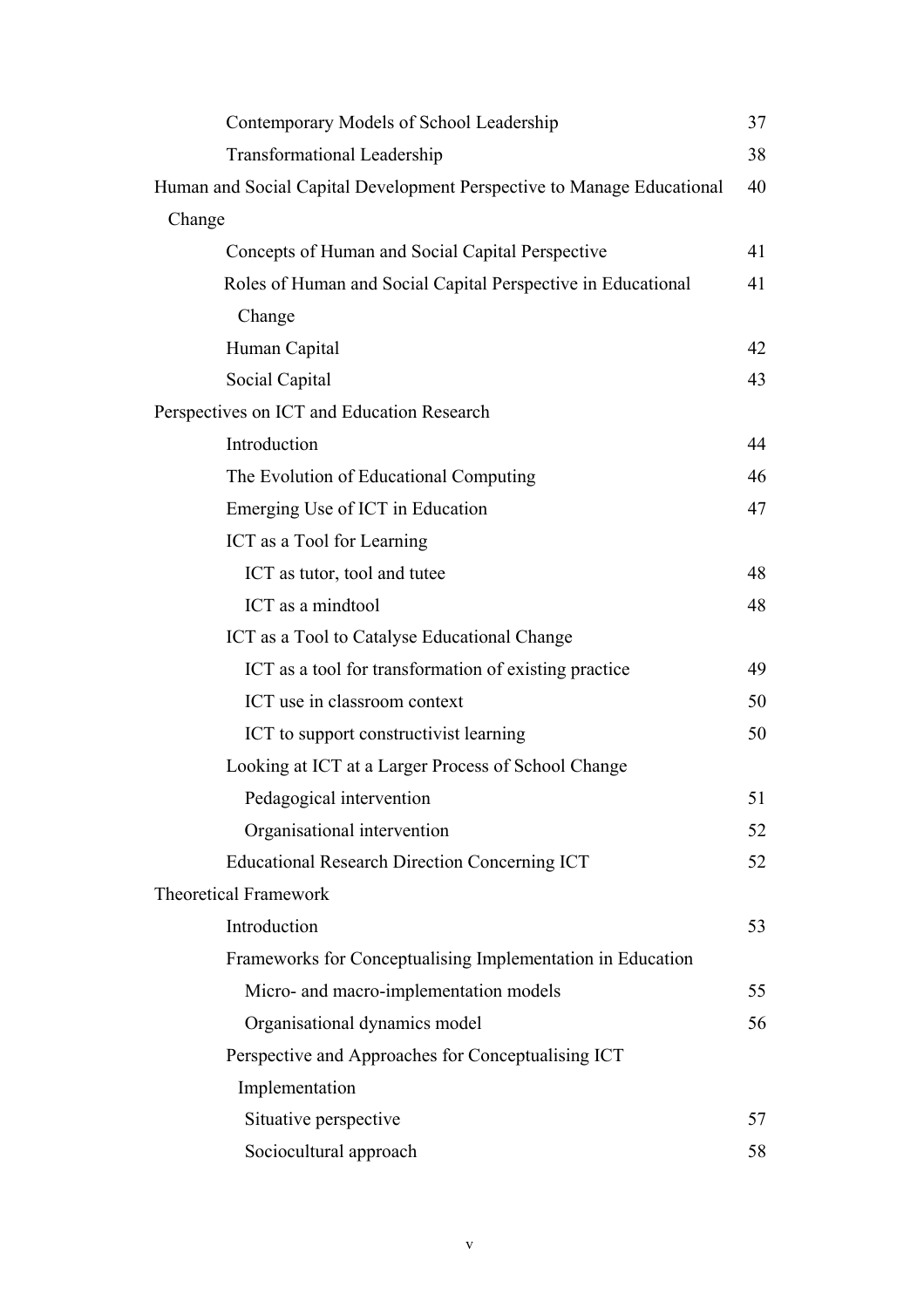| | |
|---|---|
| Contemporary Models of School Leadership | 37 |
| Transformational Leadership | 38 |
| Human and Social Capital Development Perspective to Manage Educational Change | 40 |
| Concepts of Human and Social Capital Perspective | 41 |
| Roles of Human and Social Capital Perspective in Educational Change | 41 |
| Human Capital | 42 |
| Social Capital | 43 |
| Perspectives on ICT and Education Research | |
| Introduction | 44 |
| The Evolution of Educational Computing | 46 |
| Emerging Use of ICT in Education | 47 |
| ICT as a Tool for Learning | |
| ICT as tutor, tool and tutee | 48 |
| ICT as a mindtool | 48 |
| ICT as a Tool to Catalyse Educational Change | |
| ICT as a tool for transformation of existing practice | 49 |
| ICT use in classroom context | 50 |
| ICT to support constructivist learning | 50 |
| Looking at ICT at a Larger Process of School Change | |
| Pedagogical intervention | 51 |
| Organisational intervention | 52 |
| Educational Research Direction Concerning ICT | 52 |
| Theoretical Framework | |
| Introduction | 53 |
| Frameworks for Conceptualising Implementation in Education | |
| Micro- and macro-implementation models | 55 |
| Organisational dynamics model | 56 |
| Perspective and Approaches for Conceptualising ICT Implementation | |
| Situative perspective | 57 |
| Sociocultural approach | 58 |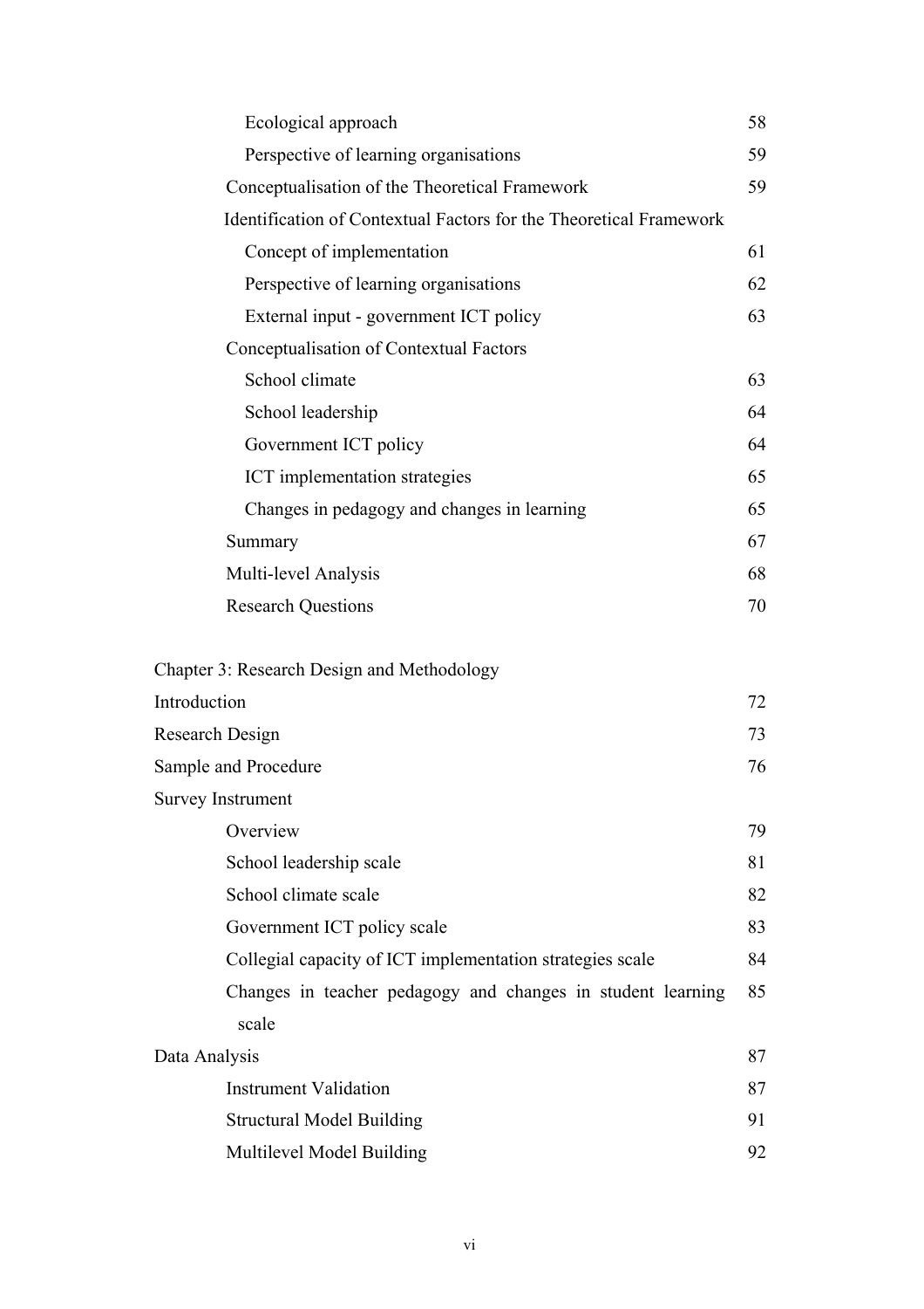| | |
|---|---|
| Ecological approach | 58 |
| Perspective of learning organisations | 59 |
| Conceptualisation of the Theoretical Framework | 59 |
| Identification of Contextual Factors for the Theoretical Framework | |
| Concept of implementation | 61 |
| Perspective of learning organisations | 62 |
| External input - government ICT policy | 63 |
| Conceptualisation of Contextual Factors | |
| School climate | 63 |
| School leadership | 64 |
| Government ICT policy | 64 |
| ICT implementation strategies | 65 |
| Changes in pedagogy and changes in learning | 65 |
| Summary | 67 |
| Multi-level Analysis | 68 |
| Research Questions | 70 |

Chapter 3: Research Design and Methodology

| | |
|---|---|
| Introduction | 72 |
| Research Design | 73 |
| Sample and Procedure | 76 |
| Survey Instrument | |
| Overview | 79 |
| School leadership scale | 81 |
| School climate scale | 82 |
| Government ICT policy scale | 83 |
| Collegial capacity of ICT implementation strategies scale | 84 |
| Changes in teacher pedagogy and changes in student learning scale | 85 |
| Data Analysis | 87 |
| Instrument Validation | 87 |
| Structural Model Building | 91 |
| Multilevel Model Building | 92 |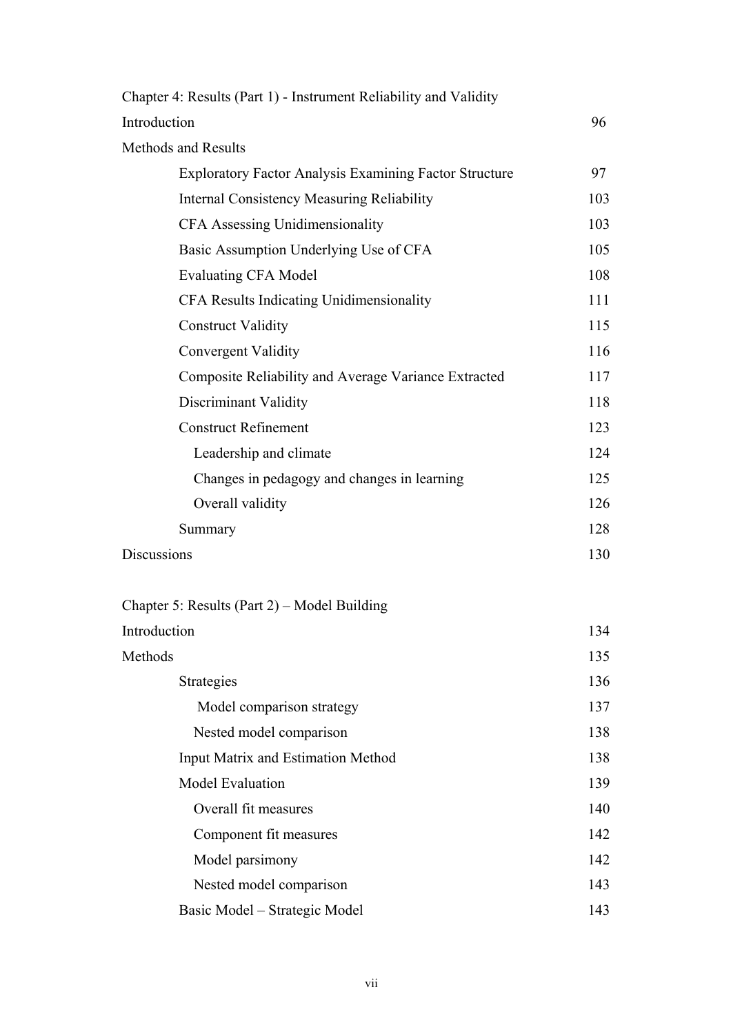Chapter 4: Results (Part 1) - Instrument Reliability and Validity

| | |
|---|---|
| Introduction | 96 |
| Methods and Results | |
| Exploratory Factor Analysis Examining Factor Structure | 97 |
| Internal Consistency Measuring Reliability | 103 |
| CFA Assessing Unidimensionality | 103 |
| Basic Assumption Underlying Use of CFA | 105 |
| Evaluating CFA Model | 108 |
| CFA Results Indicating Unidimensionality | 111 |
| Construct Validity | 115 |
| Convergent Validity | 116 |
| Composite Reliability and Average Variance Extracted | 117 |
| Discriminant Validity | 118 |
| Construct Refinement | 123 |
| Leadership and climate | 124 |
| Changes in pedagogy and changes in learning | 125 |
| Overall validity | 126 |
| Summary | 128 |
| Discussions | 130 |

Chapter 5: Results (Part 2) – Model Building

| | |
|---|---|
| Introduction | 134 |
| Methods | 135 |
| Strategies | 136 |
| Model comparison strategy | 137 |
| Nested model comparison | 138 |
| Input Matrix and Estimation Method | 138 |
| Model Evaluation | 139 |
| Overall fit measures | 140 |
| Component fit measures | 142 |
| Model parsimony | 142 |
| Nested model comparison | 143 |
| Basic Model – Strategic Model | 143 |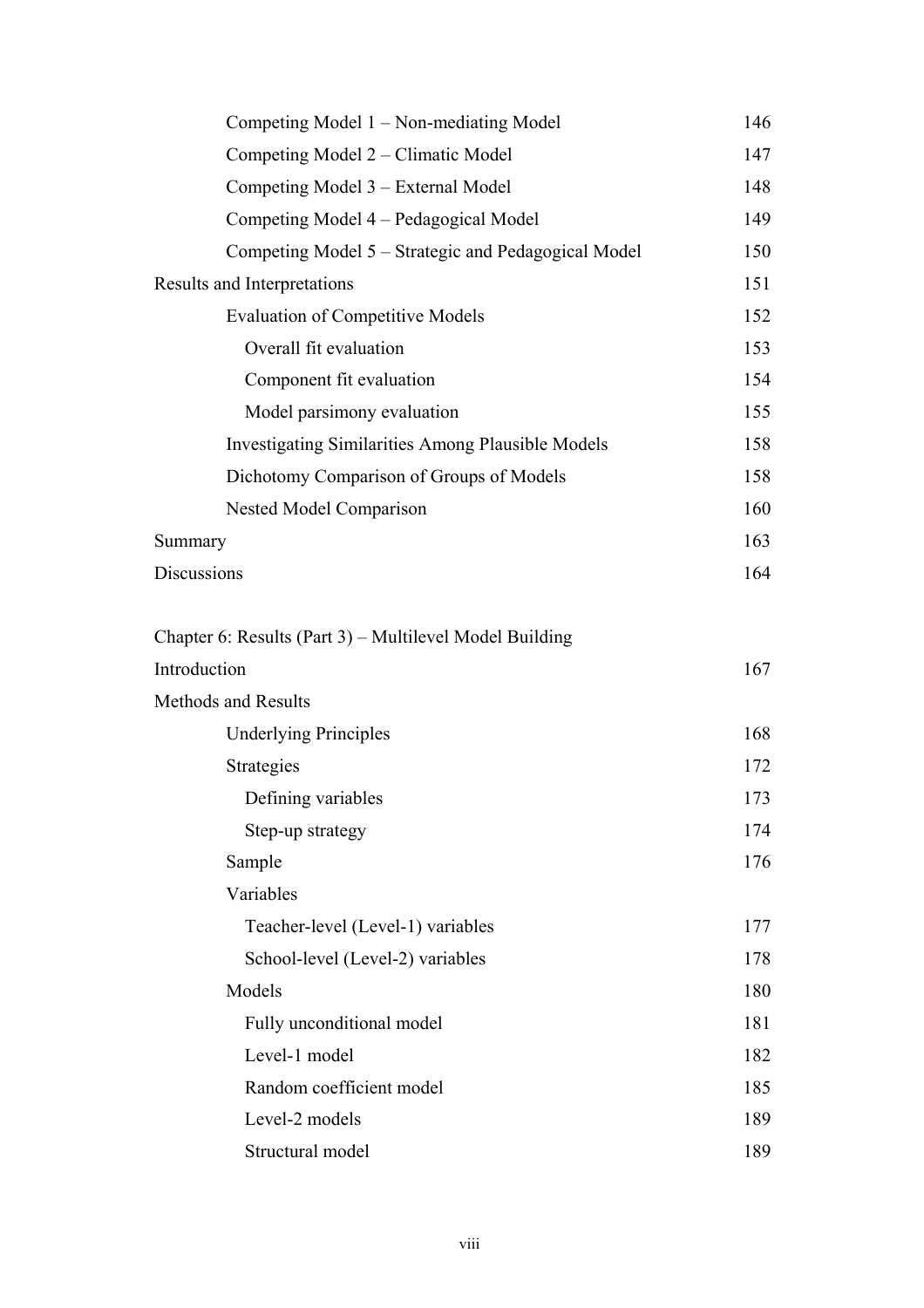| | |
|---|---|
| Competing Model 1 – Non-mediating Model | 146 |
| Competing Model 2 – Climatic Model | 147 |
| Competing Model 3 – External Model | 148 |
| Competing Model 4 – Pedagogical Model | 149 |
| Competing Model 5 – Strategic and Pedagogical Model | 150 |
| Results and Interpretations | 151 |
| Evaluation of Competitive Models | 152 |
| Overall fit evaluation | 153 |
| Component fit evaluation | 154 |
| Model parsimony evaluation | 155 |
| Investigating Similarities Among Plausible Models | 158 |
| Dichotomy Comparison of Groups of Models | 158 |
| Nested Model Comparison | 160 |
| Summary | 163 |
| Discussions | 164 |
| | |
| Chapter 6: Results (Part 3) – Multilevel Model Building | |
| Introduction | 167 |
| Methods and Results | |
| Underlying Principles | 168 |
| Strategies | 172 |
| Defining variables | 173 |
| Step-up strategy | 174 |
| Sample | 176 |
| Variables | |
| Teacher-level (Level-1) variables | 177 |
| School-level (Level-2) variables | 178 |
| Models | 180 |
| Fully unconditional model | 181 |
| Level-1 model | 182 |
| Random coefficient model | 185 |
| Level-2 models | 189 |
| Structural model | 189 |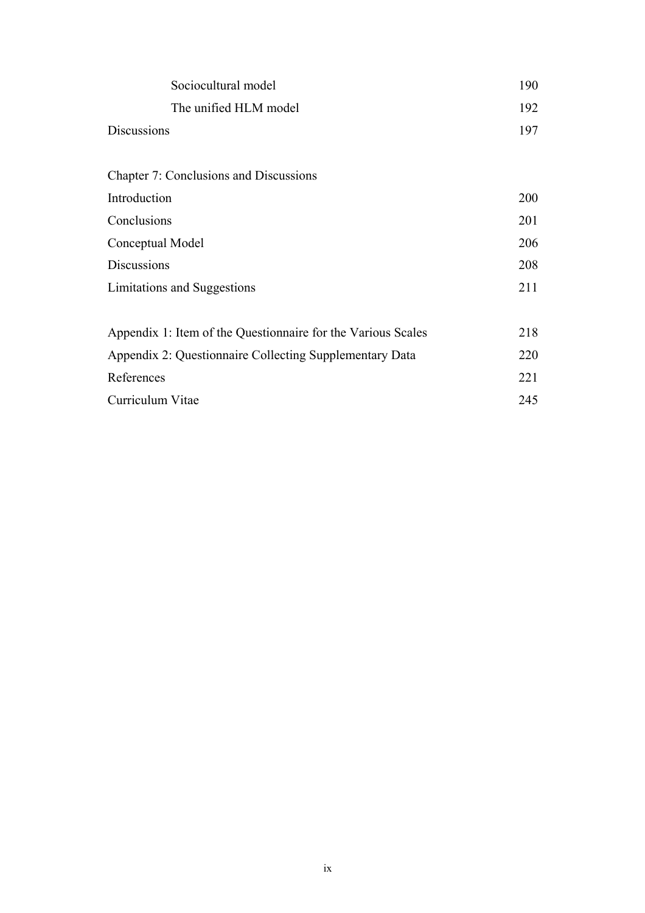| | |
|---|---|
| Sociocultural model | 190 |
| The unified HLM model | 192 |
| Discussions | 197 |
| | |
| Chapter 7: Conclusions and Discussions | |
| Introduction | 200 |
| Conclusions | 201 |
| Conceptual Model | 206 |
| Discussions | 208 |
| Limitations and Suggestions | 211 |
| | |
| Appendix 1: Item of the Questionnaire for the Various Scales | 218 |
| Appendix 2: Questionnaire Collecting Supplementary Data | 220 |
| References | 221 |
| Curriculum Vitae | 245 |